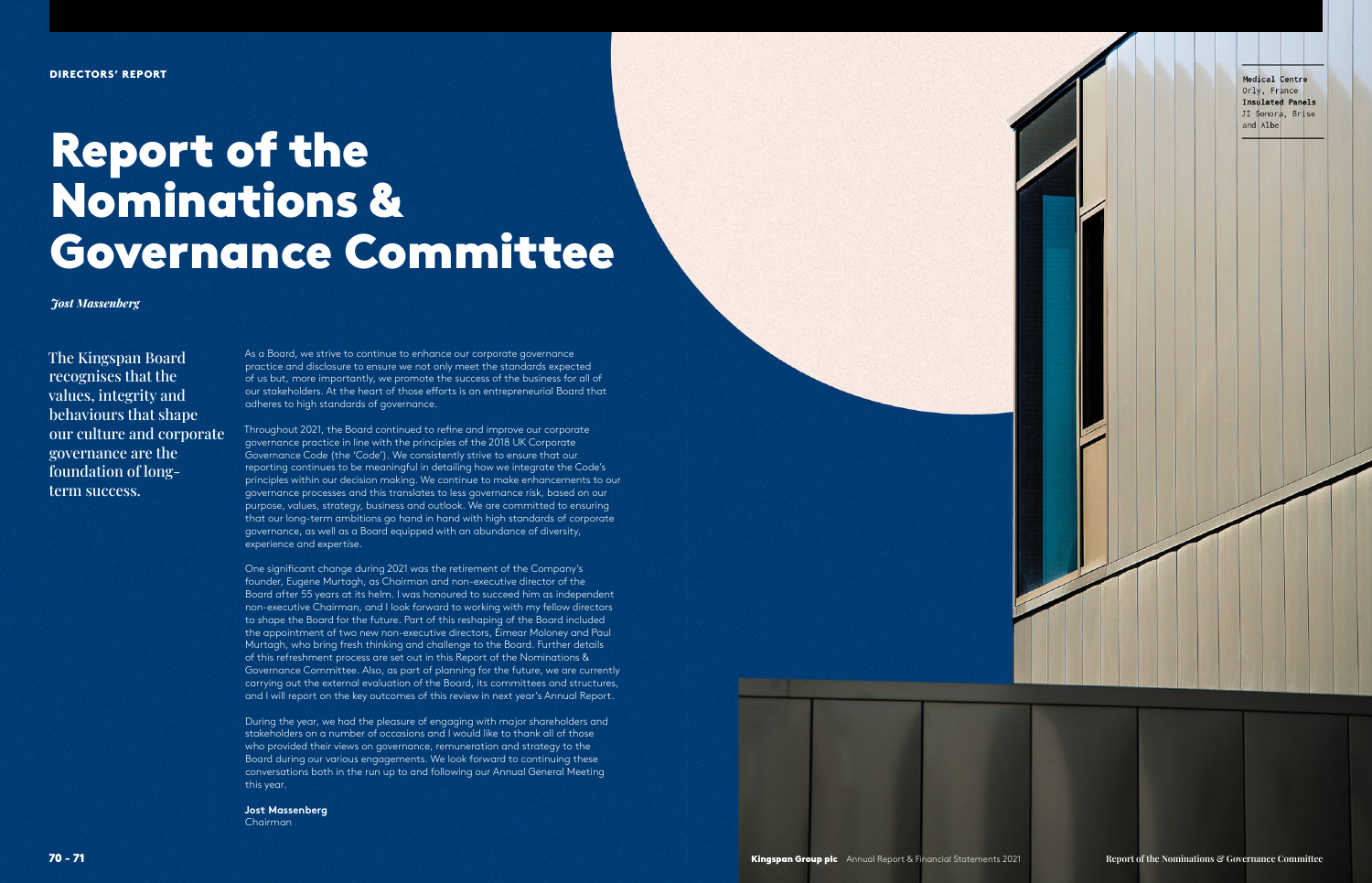DIRECTORS' REPORT

# Report of the Nominations & Governance Committee

*Jost Massenberg*

The Kingspan Board recognises that the values, integrity and behaviours that shape our culture and corporate governance are the foundation of long-term success.

As a Board, we strive to continue to enhance our corporate governance practice and disclosure to ensure we not only meet the standards expected of us but, more importantly, we promote the success of the business for all of our stakeholders. At the heart of those efforts is an entrepreneurial Board that adheres to high standards of governance.

Throughout 2021, the Board continued to refine and improve our corporate governance practice in line with the principles of the 2018 UK Corporate Governance Code (the 'Code'). We consistently strive to ensure that our reporting continues to be meaningful in detailing how we integrate the Code's principles within our decision making. We continue to make enhancements to our governance processes and this translates to less governance risk, based on our purpose, values, strategy, business and outlook. We are committed to ensuring that our long-term ambitions go hand in hand with high standards of corporate governance, as well as a Board equipped with an abundance of diversity, experience and expertise.

One significant change during 2021 was the retirement of the Company's founder, Eugene Murtagh, as Chairman and non-executive director of the Board after 55 years at its helm. I was honoured to succeed him as independent non-executive Chairman, and I look forward to working with my fellow directors to shape the Board for the future. Part of this reshaping of the Board included the appointment of two new non-executive directors, Éimear Moloney and Paul Murtagh, who bring fresh thinking and challenge to the Board. Further details of this refreshment process are set out in this Report of the Nominations & Governance Committee. Also, as part of planning for the future, we are currently carrying out the external evaluation of the Board, its committees and structures, and I will report on the key outcomes of this review in next year's Annual Report.

During the year, we had the pleasure of engaging with major shareholders and stakeholders on a number of occasions and I would like to thank all of those who provided their views on governance, remuneration and strategy to the Board during our various engagements. We look forward to continuing these conversations both in the run up to and following our Annual General Meeting this year.

**Jost Massenberg**
Chairman

**Medical Centre**
Orly, France
**Insulated Panels**
JI Sonora, Brise and Albe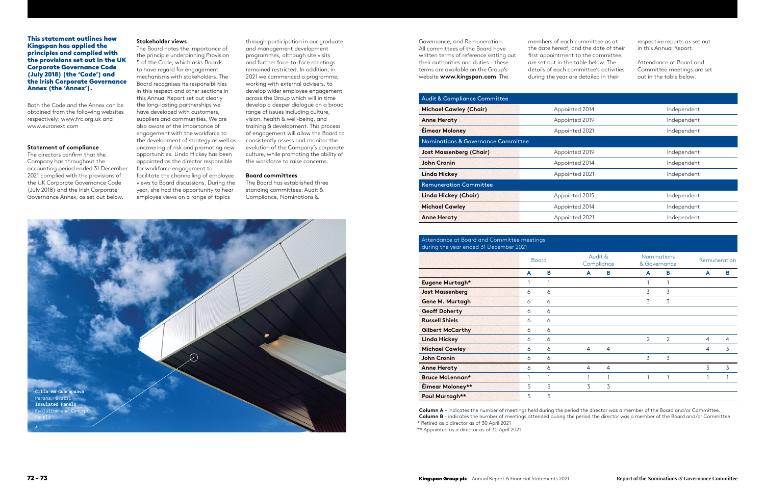**This statement outlines how Kingspan has applied the principles and complied with the provisions set out in the UK Corporate Governance Code (July 2018) (the 'Code') and the Irish Corporate Governance Annex (the 'Annex').**

Both the Code and the Annex can be obtained from the following websites respectively: www.frc.org.uk and www.euronext.com

### Statement of compliance

The directors confirm that the Company has throughout the accounting period ended 31 December 2021 complied with the provisions of the UK Corporate Governance Code (July 2018) and the Irish Corporate Governance Annex, as set out below.

### Stakeholder views

The Board notes the importance of the principle underpinning Provision 5 of the Code, which asks Boards to have regard for engagement mechanisms with stakeholders. The Board recognises its responsibilities in this respect and other sections in this Annual Report set out clearly the long-lasting partnerships we have developed with customers, suppliers and communities. We are also aware of the importance of engagement with the workforce to the development of strategy as well as uncovering of risk and promoting new opportunities. Linda Hickey has been appointed as the director responsible for workforce engagement to facilitate the channelling of employee views to Board discussions. During the year, she had the opportunity to hear employee views on a range of topics through participation in our graduate and management development programmes, although site visits and further face-to-face meetings remained restricted. In addition, in 2021 we commenced a programme, working with external advisers, to develop wider employee engagement across the Group which will in time develop a deeper dialogue on a broad range of issues including culture, vision, health & well-being, and training & development. This process of engagement will allow the Board to consistently assess and monitor the evolution of the Company's corporate culture, while promoting the ability of the workforce to raise concerns.

### Board committees

The Board has established three standing committees: Audit & Compliance, Nominations & Governance, and Remuneration. All committees of the Board have written terms of reference setting out their authorities and duties - these terms are available on the Group's website **www.kingspan.com**. The members of each committee as at the date hereof, and the date of their first appointment to the committee, are set out in the table below. The details of each committee's activities during the year are detailed in their respective reports as set out in this Annual Report.

Attendance at Board and Committee meetings are set out in the table below.

| | | |
|---|---|---|
| **Audit & Compliance Committee** | | |
| **Michael Cawley (Chair)** | Appointed 2014 | Independent |
| **Anne Heraty** | Appointed 2019 | Independent |
| **Éimear Moloney** | Appointed 2021 | Independent |
| **Nominations & Governance Committee** | | |
| **Jost Massenberg (Chair)** | Appointed 2019 | Independent |
| **John Cronin** | Appointed 2014 | Independent |
| **Linda Hickey** | Appointed 2021 | Independent |
| **Remuneration Committee** | | |
| **Linda Hickey (Chair)** | Appointed 2015 | Independent |
| **Michael Cawley** | Appointed 2014 | Independent |
| **Anne Heraty** | Appointed 2021 | Independent |

Attendance at Board and Committee meetings during the year ended 31 December 2021

| | Board | | Audit & Compliance | | Nominations & Governance | | Remuneration | |
|---|---|---|---|---|---|---|---|---|
| | **A** | **B** | **A** | **B** | **A** | **B** | **A** | **B** |
| **Eugene Murtagh*** | 1 | 1 | | | 1 | 1 | | |
| **Jost Massenberg** | 6 | 6 | | | 3 | 3 | | |
| **Gene M. Murtagh** | 6 | 6 | | | 3 | 3 | | |
| **Geoff Doherty** | 6 | 6 | | | | | | |
| **Russell Shiels** | 6 | 6 | | | | | | |
| **Gilbert McCarthy** | 6 | 6 | | | | | | |
| **Linda Hickey** | 6 | 6 | | | 2 | 2 | 4 | 4 |
| **Michael Cawley** | 6 | 6 | 4 | 4 | | | 4 | 3 |
| **John Cronin** | 6 | 6 | | | 3 | 3 | | |
| **Anne Heraty** | 6 | 6 | 4 | 4 | | | 3 | 3 |
| **Bruce McLennan*** | 1 | 1 | 1 | 1 | 1 | 1 | 1 | 1 |
| **Éimear Moloney**** | 5 | 5 | 3 | 3 | | | | |
| **Paul Murtagh**** | 5 | 5 | | | | | | |

**Column A** - indicates the number of meetings held during the period the director was a member of the Board and/or Committee.
**Column B** - indicates the number of meetings attended during the period the director was a member of the Board and/or Committee.
* Retired as a director as of 30 April 2021
** Appointed as a director as of 30 April 2021

Cilla em Guarapuava
Parana, Brazil
Insulated Panels
Evolution and Concept Panels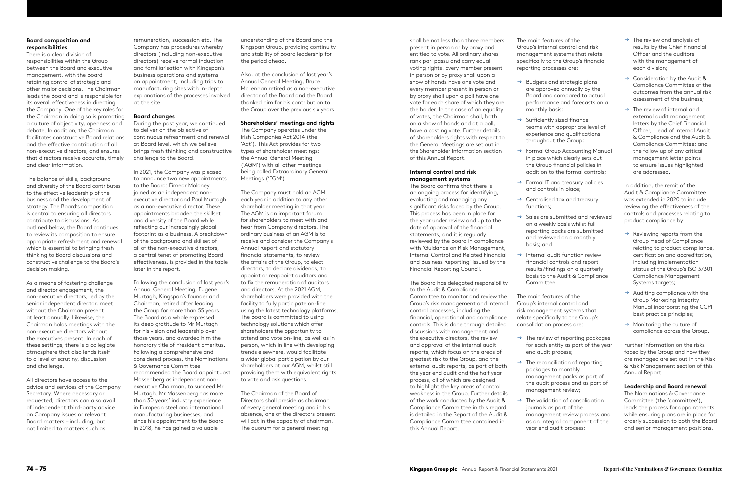**Board composition and responsibilities**

There is a clear division of responsibilities within the Group between the Board and executive management, with the Board retaining control of strategic and other major decisions. The Chairman leads the Board and is responsible for its overall effectiveness in directing the Company. One of the key roles for the Chairman in doing so is promoting a culture of objectivity, openness and debate. In addition, the Chairman facilitates constructive Board relations and the effective contribution of all non-executive directors, and ensures that directors receive accurate, timely and clear information.

The balance of skills, background and diversity of the Board contributes to the effective leadership of the business and the development of strategy. The Board's composition is central to ensuring all directors contribute to discussions. As outlined below, the Board continues to review its composition to ensure appropriate refreshment and renewal which is essential to bringing fresh thinking to Board discussions and constructive challenge to the Board's decision making.

As a means of fostering challenge and director engagement, the non-executive directors, led by the senior independent director, meet without the Chairman present at least annually. Likewise, the Chairman holds meetings with the non-executive directors without the executives present. In each of these settings, there is a collegiate atmosphere that also lends itself to a level of scrutiny, discussion and challenge.

All directors have access to the advice and services of the Company Secretary. Where necessary or requested, directors can also avail of independent third-party advice on Company issues or relevant Board matters – including, but not limited to matters such as remuneration, succession etc. The Company has procedures whereby directors (including non-executive directors) receive formal induction and familiarisation with Kingspan's business operations and systems on appointment, including trips to manufacturing sites with in-depth explanations of the processes involved at the site.

**Board changes**

During the past year, we continued to deliver on the objective of continuous refreshment and renewal at Board level, which we believe brings fresh thinking and constructive challenge to the Board.

In 2021, the Company was pleased to announce two new appointments to the Board: Éimear Moloney joined as an independent non-executive director and Paul Murtagh as a non-executive director. These appointments broaden the skillset and diversity of the Board while reflecting our increasingly global footprint as a business. A breakdown of the background and skillset of all of the non-executive directors, a central tenet of promoting Board effectiveness, is provided in the table later in the report.

Following the conclusion of last year's Annual General Meeting, Eugene Murtagh, Kingspan's founder and Chairman, retired after leading the Group for more than 55 years. The Board as a whole expressed its deep gratitude to Mr Murtagh for his vision and leadership over those years, and awarded him the honorary title of President Emeritus. Following a comprehensive and considered process, the Nominations & Governance Committee recommended the Board appoint Jost Massenberg as independent non-executive Chairman, to succeed Mr Murtagh. Mr Massenberg has more than 30 years' industry experience in European steel and international manufacturing businesses, and since his appointment to the Board in 2018, he has gained a valuable understanding of the Board and the Kingspan Group, providing continuity and stability of Board leadership for the period ahead.

Also, at the conclusion of last year's Annual General Meeting, Bruce McLennan retired as a non-executive director of the Board and the Board thanked him for his contribution to the Group over the previous six years.

**Shareholders' meetings and rights**

The Company operates under the Irish Companies Act 2014 (the 'Act'). This Act provides for two types of shareholder meetings: the Annual General Meeting ('AGM') with all other meetings being called Extraordinary General Meetings ('EGM').

The Company must hold an AGM each year in addition to any other shareholder meeting in that year. The AGM is an important forum for shareholders to meet with and hear from Company directors. The ordinary business of an AGM is to receive and consider the Company's Annual Report and statutory financial statements, to review the affairs of the Group, to elect directors, to declare dividends, to appoint or reappoint auditors and to fix the remuneration of auditors and directors. At the 2021 AGM, shareholders were provided with the facility to fully participate on-line using the latest technology platforms. The Board is committed to using technology solutions which offer shareholders the opportunity to attend and vote on-line, as well as in person, which in line with developing trends elsewhere, would facilitate a wider global participation by our shareholders at our AGM, whilst still providing them with equivalent rights to vote and ask questions.

The Chairman of the Board of Directors shall preside as chairman of every general meeting and in his absence, one of the directors present will act in the capacity of chairman. The quorum for a general meeting shall be not less than three members present in person or by proxy and entitled to vote. All ordinary shares rank pari passu and carry equal voting rights. Every member present in person or by proxy shall upon a show of hands have one vote and every member present in person or by proxy shall upon a poll have one vote for each share of which they are the holder. In the case of an equality of votes, the Chairman shall, both on a show of hands and at a poll, have a casting vote. Further details of shareholders rights with respect to the General Meetings are set out in the Shareholder Information section of this Annual Report.

**Internal control and risk management systems**

The Board confirms that there is an ongoing process for identifying, evaluating and managing any significant risks faced by the Group. This process has been in place for the year under review and up to the date of approval of the financial statements, and it is regularly reviewed by the Board in compliance with 'Guidance on Risk Management, Internal Control and Related Financial and Business Reporting' issued by the Financial Reporting Council.

The Board has delegated responsibility to the Audit & Compliance Committee to monitor and review the Group's risk management and internal control processes, including the financial, operational and compliance controls. This is done through detailed discussions with management and the executive directors, the review and approval of the internal audit reports, which focus on the areas of greatest risk to the Group, and the external audit reports, as part of both the year end audit and the half year process, all of which are designed to highlight the key areas of control weakness in the Group. Further details of the work conducted by the Audit & Compliance Committee in this regard is detailed in the Report of the Audit & Compliance Committee contained in this Annual Report.

The main features of the Group's internal control and risk management systems that relate specifically to the Group's financial reporting processes are:

- → Budgets and strategic plans are approved annually by the Board and compared to actual performance and forecasts on a monthly basis;
- → Sufficiently sized finance teams with appropriate level of experience and qualifications throughout the Group;
- → Formal Group Accounting Manual in place which clearly sets out the Group financial policies in addition to the formal controls;
- → Formal IT and treasury policies and controls in place;
- → Centralised tax and treasury functions;
- → Sales are submitted and reviewed on a weekly basis whilst full reporting packs are submitted and reviewed on a monthly basis; and
- → Internal audit function review financial controls and report results/findings on a quarterly basis to the Audit & Compliance Committee.

The main features of the Group's internal control and risk management systems that relate specifically to the Group's consolidation process are:

- → The review of reporting packages for each entity as part of the year end audit process;
- → The reconciliation of reporting packages to monthly management packs as part of the audit process and as part of management review;
- → The validation of consolidation journals as part of the management review process and as an integral component of the year end audit process;
- → The review and analysis of results by the Chief Financial Officer and the auditors with the management of each division;
- → Consideration by the Audit & Compliance Committee of the outcomes from the annual risk assessment of the business;
- → The review of internal and external audit management letters by the Chief Financial Officer, Head of Internal Audit & Compliance and the Audit & Compliance Committee; and the follow up of any critical management letter points to ensure issues highlighted are addressed.

In addition, the remit of the Audit & Compliance Committee was extended in 2020 to include reviewing the effectiveness of the controls and processes relating to product compliance by:

- → Reviewing reports from the Group Head of Compliance relating to product compliance, certification and accreditation, including implementation status of the Group's ISO 37301 Compliance Management Systems targets;
- → Auditing compliance with the Group Marketing Integrity Manual incorporating the CCPI best practice principles;
- → Monitoring the culture of compliance across the Group.

Further information on the risks faced by the Group and how they are managed are set out in the Risk & Risk Management section of this Annual Report.

**Leadership and Board renewal**

The Nominations & Governance Committee (the 'committee'), leads the process for appointments while ensuring plans are in place for orderly succession to both the Board and senior management positions.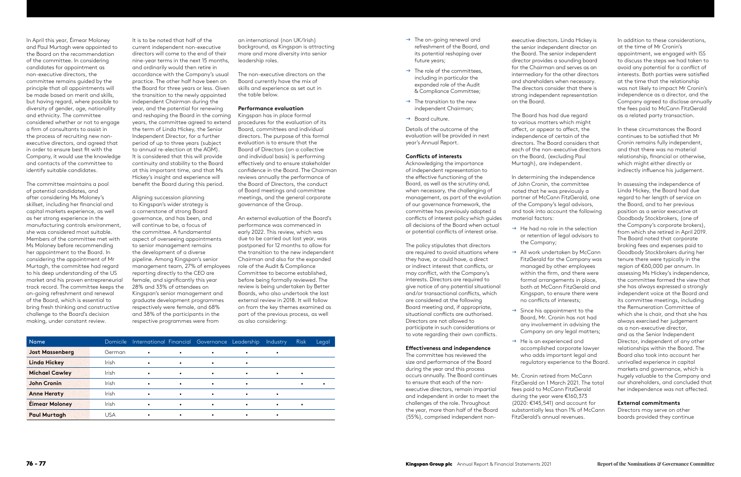In April this year, Éimear Moloney and Paul Murtagh were appointed to the Board on the recommendation of the committee. In considering candidates for appointment as non-executive directors, the committee remains guided by the principle that all appointments will be made based on merit and skills, but having regard, where possible to diversity of gender, age, nationality and ethnicity. The committee considered whether or not to engage a firm of consultants to assist in the process of recruiting new non-executive directors, and agreed that in order to ensure best fit with the Company, it would use the knowledge and contacts of the committee to identify suitable candidates.

The committee maintains a pool of potential candidates, and after considering Ms Moloney's skillset, including her financial and capital markets experience, as well as her strong experience in the manufacturing controls environment, she was considered most suitable. Members of the committee met with Ms Moloney before recommending her appointment to the Board. In considering the appointment of Mr Murtagh, the committee had regard to his deep understanding of the US market and his proven entrepreneurial track record. The committee keeps the on-going refreshment and renewal of the Board, which is essential to bring fresh thinking and constructive challenge to the Board's decision making, under constant review.

It is to be noted that half of the current independent non-executive directors will come to the end of their nine-year terms in the next 15 months, and ordinarily would then retire in accordance with the Company's usual practice. The other half have been on the Board for three years or less. Given the transition to the newly appointed independent Chairman during the year, and the potential for renewing and reshaping the Board in the coming years, the committee agreed to extend the term of Linda Hickey, the Senior Independent Director, for a further period of up to three years (subject to annual re-election at the AGM). It is considered that this will provide continuity and stability to the Board at this important time, and that Ms Hickey's insight and experience will benefit the Board during this period.

Aligning succession planning to Kingspan's wider strategy is a cornerstone of strong Board governance, and has been, and will continue to be, a focus of the committee. A fundamental aspect of overseeing appointments to senior management remains the development of a diverse pipeline. Among Kingspan's senior management team, 27% of employees reporting directly to the CEO are female, and significantly this year 28% and 33% of attendees on Kingspan's senior management and graduate development programmes respectively were female, and 68% and 38% of the participants in the respective programmes were from an international (non UK/Irish) background, as Kingspan is attracting more and more diversity into senior leadership roles.

The non-executive directors on the Board currently have the mix of skills and experience as set out in the table below.

| Name | Domicile | International | Financial | Governance | Leadership | Industry | Risk | Legal |
|---|---|---|---|---|---|---|---|---|
| **Jost Massenberg** | German | • | • | • | • | • | | |
| **Linda Hickey** | Irish | • | • | • | • | | | |
| **Michael Cawley** | Irish | • | • | • | • | • | • | |
| **John Cronin** | Irish | • | • | • | • | | • | • |
| **Anne Heraty** | Irish | • | • | • | • | • | | |
| **Éimear Moloney** | Irish | • | • | • | • | • | • | |
| **Paul Murtagh** | USA | • | • | • | • | • | | |

**Performance evaluation**

Kingspan has in place formal procedures for the evaluation of its Board, committees and individual directors. The purpose of this formal evaluation is to ensure that the Board of Directors (on a collective and individual basis) is performing effectively and to ensure stakeholder confidence in the Board. The Chairman reviews annually the performance of the Board of Directors, the conduct of Board meetings and committee meetings, and the general corporate governance of the Group.

An external evaluation of the Board's performance was commenced in early 2022. This review, which was due to be carried out last year, was postponed for 12 months to allow for the transition to the new independent Chairman and also for the expanded role of the Audit & Compliance Committee to become established, before being formally reviewed. The review is being undertaken by Better Boards, who also undertook the last external review in 2018. It will follow on from the key themes examined as part of the previous process, as well as also considering:

- The on-going renewal and refreshment of the Board, and its potential reshaping over future years;
- The role of the committees, including in particular the expanded role of the Audit & Compliance Committee;
- The transition to the new independent Chairman;
- Board culture.

Details of the outcome of the evaluation will be provided in next year's Annual Report.

**Conflicts of interests**

Acknowledging the importance of independent representation to the effective functioning of the Board, as well as the scrutiny and, when necessary, the challenging of management, as part of the evolution of our governance framework, the committee has previously adopted a conflicts of interest policy which guides all decisions of the Board when actual or potential conflicts of interest arise.

The policy stipulates that directors are required to avoid situations where they have, or could have, a direct or indirect interest that conflicts, or may conflict, with the Company's interests. Directors are required to give notice of any potential situational and/or transactional conflicts, which are considered at the following Board meeting and, if appropriate, situational conflicts are authorised. Directors are not allowed to participate in such considerations or to vote regarding their own conflicts.

**Effectiveness and independence**

The committee has reviewed the size and performance of the Board during the year and this process occurs annually. The Board continues to ensure that each of the non-executive directors, remain impartial and independent in order to meet the challenges of the role. Throughout the year, more than half of the Board (55%), comprised independent non-executive directors. Linda Hickey is the senior independent director on the Board. The senior independent director provides a sounding board for the Chairman and serves as an intermediary for the other directors and shareholders when necessary. The directors consider that there is strong independent representation on the Board.

The Board has had due regard to various matters which might affect, or appear to affect, the independence of certain of the directors. The Board considers that each of the non-executive directors on the Board, (excluding Paul Murtagh), are independent.

In determining the independence of John Cronin, the committee noted that he was previously a partner of McCann FitzGerald, one of the Company's legal advisors, and took into account the following material factors:

- He had no role in the selection or retention of legal advisors to the Company;
- All work undertaken by McCann FitzGerald for the Company was managed by other employees within the firm, and there were formal arrangements in place, both at McCann FitzGerald and Kingspan, to ensure there were no conflicts of interests;
- Since his appointment to the Board, Mr. Cronin has not had any involvement in advising the Company on any legal matters;
- He is an experienced and accomplished corporate lawyer who adds important legal and regulatory experience to the Board.

Mr. Cronin retired from McCann FitzGerald on 1 March 2021. The total fees paid to McCann FitzGerald during the year were €160,373 (2020: €145,541) and account for substantially less than 1% of McCann FitzGerald's annual revenues.

In addition to these considerations, at the time of Mr Cronin's appointment, we engaged with ISS to discuss the steps we had taken to avoid any potential for a conflict of interests. Both parties were satisfied at the time that the relationship was not likely to impact Mr Cronin's independence as a director, and the Company agreed to disclose annually the fees paid to McCann FitzGerald as a related party transaction.

In these circumstances the Board continues to be satisfied that Mr Cronin remains fully independent, and that there was no material relationship, financial or otherwise, which might either directly or indirectly influence his judgement.

In assessing the independence of Linda Hickey, the Board had due regard to her length of service on the Board, and to her previous position as a senior executive at Goodbody Stockbrokers, (one of the Company's corporate brokers), from which she retired in April 2019. The Board noted that corporate broking fees and expenses paid to Goodbody Stockbrokers during her tenure there were typically in the region of €60,000 per annum. In assessing Ms Hickey's independence, the committee formed the view that she has always expressed a strongly independent voice at the Board and its committee meetings, including the Remuneration Committee of which she is chair, and that she has always exercised her judgement as a non-executive director, and as the Senior Independent Director, independent of any other relationships within the Board. The Board also took into account her unrivalled experience in capital markets and governance, which is hugely valuable to the Company and our shareholders, and concluded that her independence was not affected.

**External commitments**

Directors may serve on other boards provided they continue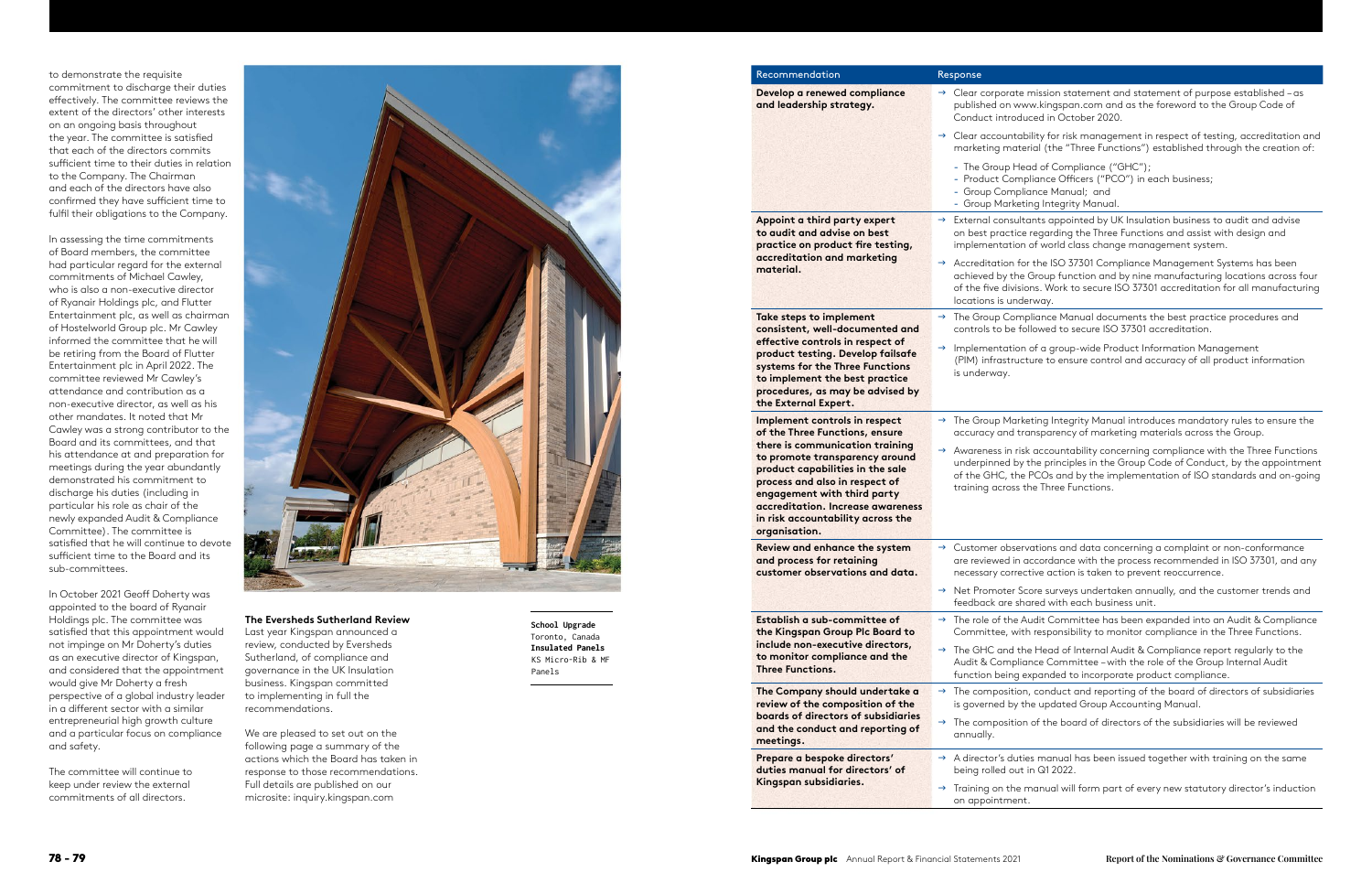to demonstrate the requisite commitment to discharge their duties effectively. The committee reviews the extent of the directors' other interests on an ongoing basis throughout the year. The committee is satisfied that each of the directors commits sufficient time to their duties in relation to the Company. The Chairman and each of the directors have also confirmed they have sufficient time to fulfil their obligations to the Company.

In assessing the time commitments of Board members, the committee had particular regard for the external commitments of Michael Cawley, who is also a non-executive director of Ryanair Holdings plc, and Flutter Entertainment plc, as well as chairman of Hostelworld Group plc. Mr Cawley informed the committee that he will be retiring from the Board of Flutter Entertainment plc in April 2022. The committee reviewed Mr Cawley's attendance and contribution as a non-executive director, as well as his other mandates. It noted that Mr Cawley was a strong contributor to the Board and its committees, and that his attendance at and preparation for meetings during the year abundantly demonstrated his commitment to discharge his duties (including in particular his role as chair of the newly expanded Audit & Compliance Committee). The committee is satisfied that he will continue to devote sufficient time to the Board and its sub-committees.

In October 2021 Geoff Doherty was appointed to the board of Ryanair Holdings plc. The committee was satisfied that this appointment would not impinge on Mr Doherty's duties as an executive director of Kingspan, and considered that the appointment would give Mr Doherty a fresh perspective of a global industry leader in a different sector with a similar entrepreneurial high growth culture and a particular focus on compliance and safety.

The committee will continue to keep under review the external commitments of all directors.

**School Upgrade**
Toronto, Canada
**Insulated Panels**
KS Micro-Rib & MF Panels

**The Eversheds Sutherland Review**

Last year Kingspan announced a review, conducted by Eversheds Sutherland, of compliance and governance in the UK Insulation business. Kingspan committed to implementing in full the recommendations.

We are pleased to set out on the following page a summary of the actions which the Board has taken in response to those recommendations. Full details are published on our microsite: inquiry.kingspan.com

| Recommendation | Response |
|---|---|
| **Develop a renewed compliance and leadership strategy.** | → Clear corporate mission statement and statement of purpose established – as published on www.kingspan.com and as the foreword to the Group Code of Conduct introduced in October 2020.<br>→ Clear accountability for risk management in respect of testing, accreditation and marketing material (the "Three Functions") established through the creation of:<br>- The Group Head of Compliance ("GHC");<br>- Product Compliance Officers ("PCO") in each business;<br>- Group Compliance Manual; and<br>- Group Marketing Integrity Manual. |
| **Appoint a third party expert to audit and advise on best practice on product fire testing, accreditation and marketing material.** | → External consultants appointed by UK Insulation business to audit and advise on best practice regarding the Three Functions and assist with design and implementation of world class change management system.<br>→ Accreditation for the ISO 37301 Compliance Management Systems has been achieved by the Group function and by nine manufacturing locations across four of the five divisions. Work to secure ISO 37301 accreditation for all manufacturing locations is underway. |
| **Take steps to implement consistent, well-documented and effective controls in respect of product testing. Develop failsafe systems for the Three Functions to implement the best practice procedures, as may be advised by the External Expert.** | → The Group Compliance Manual documents the best practice procedures and controls to be followed to secure ISO 37301 accreditation.<br>→ Implementation of a group-wide Product Information Management (PIM) infrastructure to ensure control and accuracy of all product information is underway. |
| **Implement controls in respect of the Three Functions, ensure there is communication training to promote transparency around product capabilities in the sale process and also in respect of engagement with third party accreditation. Increase awareness in risk accountability across the organisation.** | → The Group Marketing Integrity Manual introduces mandatory rules to ensure the accuracy and transparency of marketing materials across the Group.<br>→ Awareness in risk accountability concerning compliance with the Three Functions underpinned by the principles in the Group Code of Conduct, by the appointment of the GHC, the PCOs and by the implementation of ISO standards and on-going training across the Three Functions. |
| **Review and enhance the system and process for retaining customer observations and data.** | → Customer observations and data concerning a complaint or non-conformance are reviewed in accordance with the process recommended in ISO 37301, and any necessary corrective action is taken to prevent reoccurrence.<br>→ Net Promoter Score surveys undertaken annually, and the customer trends and feedback are shared with each business unit. |
| **Establish a sub-committee of the Kingspan Group Plc Board to include non-executive directors, to monitor compliance and the Three Functions.** | → The role of the Audit Committee has been expanded into an Audit & Compliance Committee, with responsibility to monitor compliance in the Three Functions.<br>→ The GHC and the Head of Internal Audit & Compliance report regularly to the Audit & Compliance Committee – with the role of the Group Internal Audit function being expanded to incorporate product compliance. |
| **The Company should undertake a review of the composition of the boards of directors of subsidiaries and the conduct and reporting of meetings.** | → The composition, conduct and reporting of the board of directors of subsidiaries is governed by the updated Group Accounting Manual.<br>→ The composition of the board of directors of the subsidiaries will be reviewed annually. |
| **Prepare a bespoke directors' duties manual for directors' of Kingspan subsidiaries.** | → A director's duties manual has been issued together with training on the same being rolled out in Q1 2022.<br>→ Training on the manual will form part of every new statutory director's induction on appointment. |